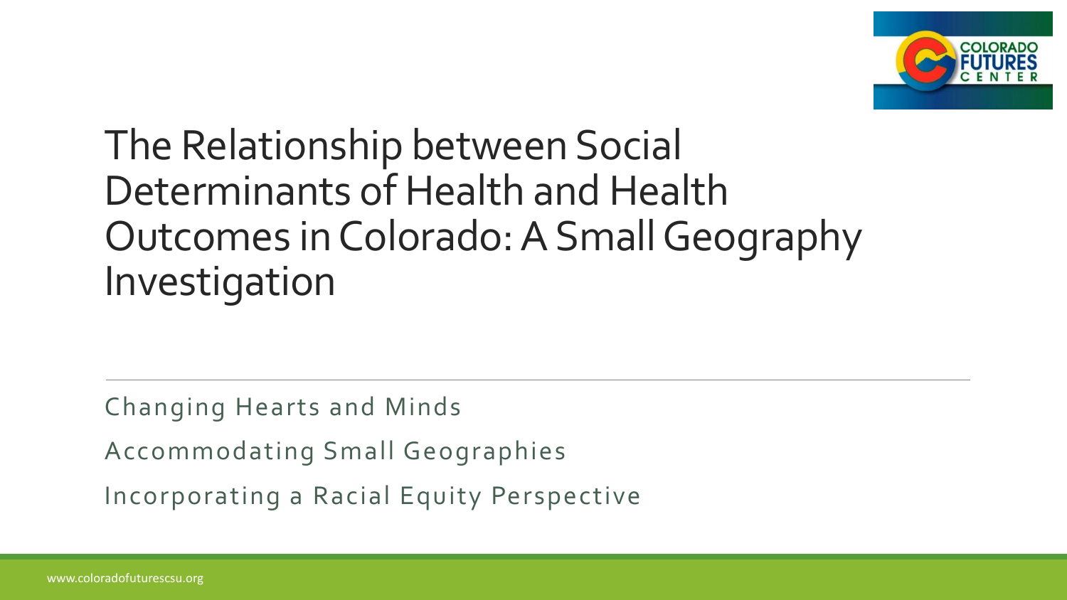# The Relationship between Social Determinants of Health and Health Outcomes in Colorado: A Small Geography Investigation

Changing Hearts and Minds

Accommodating Small Geographies

Incorporating a Racial Equity Perspective

www.coloradofuturescsu.org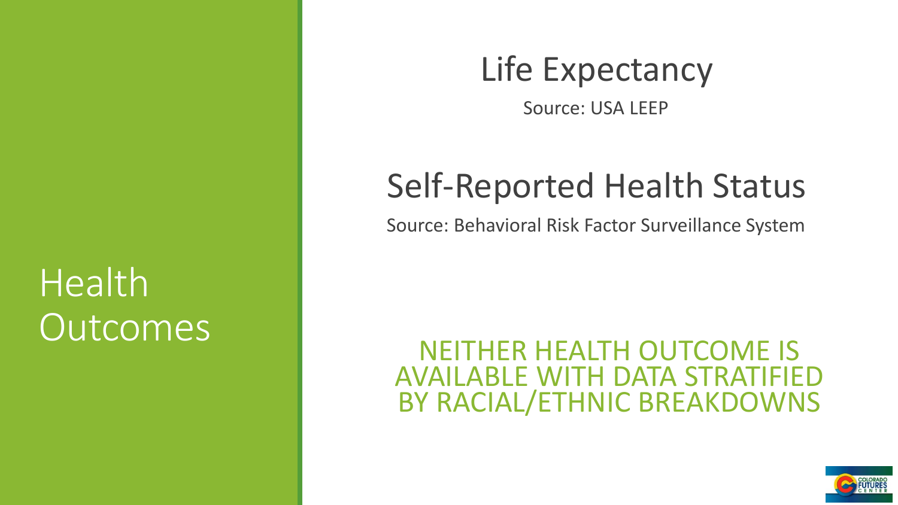# Health Outcomes

## Life Expectancy

Source: USA LEEP

## Self-Reported Health Status

Source: Behavioral Risk Factor Surveillance System

NEITHER HEALTH OUTCOME IS AVAILABLE WITH DATA STRATIFIED BY RACIAL/ETHNIC BREAKDOWNS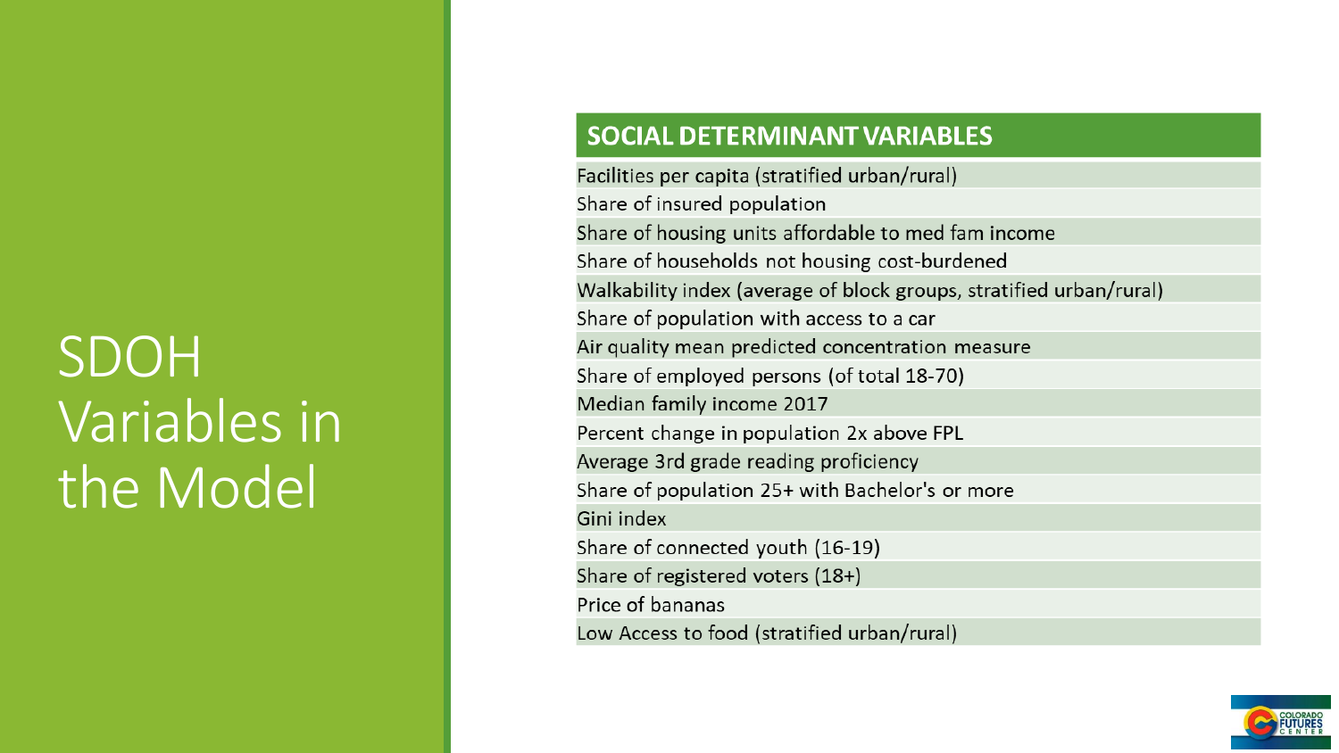# SDOH Variables in the Model

| SOCIAL DETERMINANT VARIABLES |
| --- |
| Facilities per capita (stratified urban/rural) |
| Share of insured population |
| Share of housing units affordable to med fam income |
| Share of households not housing cost-burdened |
| Walkability index (average of block groups, stratified urban/rural) |
| Share of population with access to a car |
| Air quality mean predicted concentration measure |
| Share of employed persons (of total 18-70) |
| Median family income 2017 |
| Percent change in population 2x above FPL |
| Average 3rd grade reading proficiency |
| Share of population 25+ with Bachelor's or more |
| Gini index |
| Share of connected youth (16-19) |
| Share of registered voters (18+) |
| Price of bananas |
| Low Access to food (stratified urban/rural) |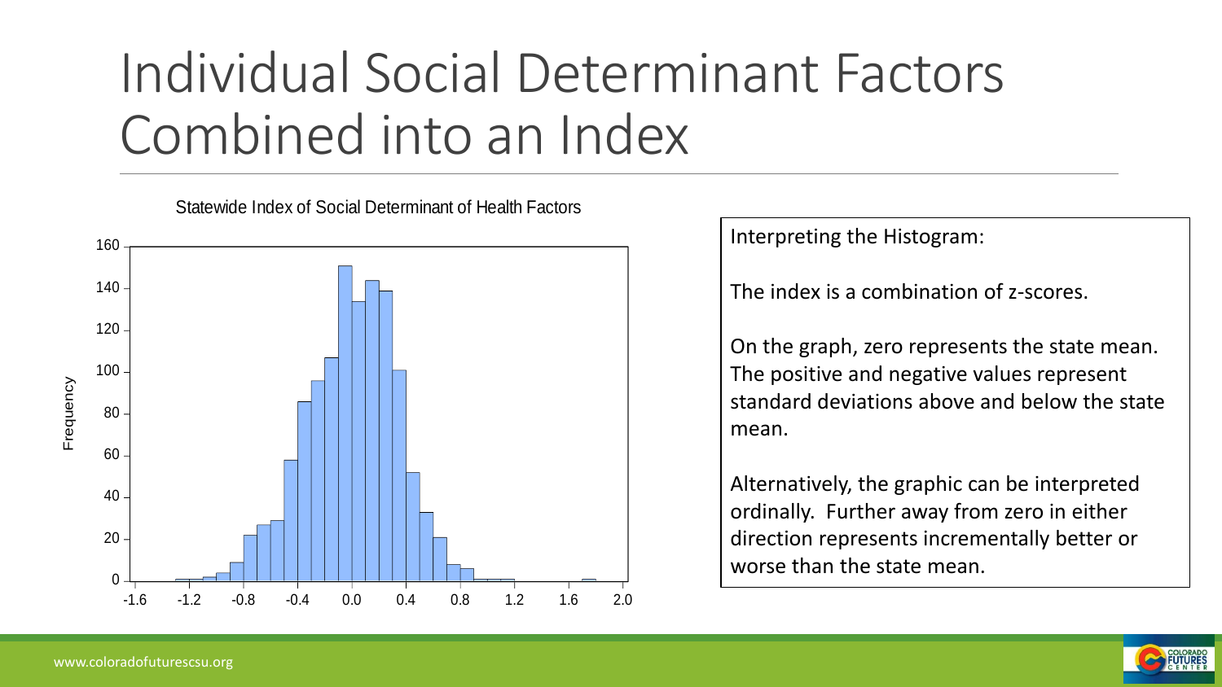# Individual Social Determinant Factors Combined into an Index

Statewide Index of Social Determinant of Health Factors

Frequency

160
140
120
100
80
60
40
20
0

-1.6
-1.2
-0.8
-0.4
0.0
0.4
0.8
1.2
1.6
2.0

Interpreting the Histogram:

The index is a combination of z-scores.

On the graph, zero represents the state mean. The positive and negative values represent standard deviations above and below the state mean.

Alternatively, the graphic can be interpreted ordinally. Further away from zero in either direction represents incrementally better or worse than the state mean.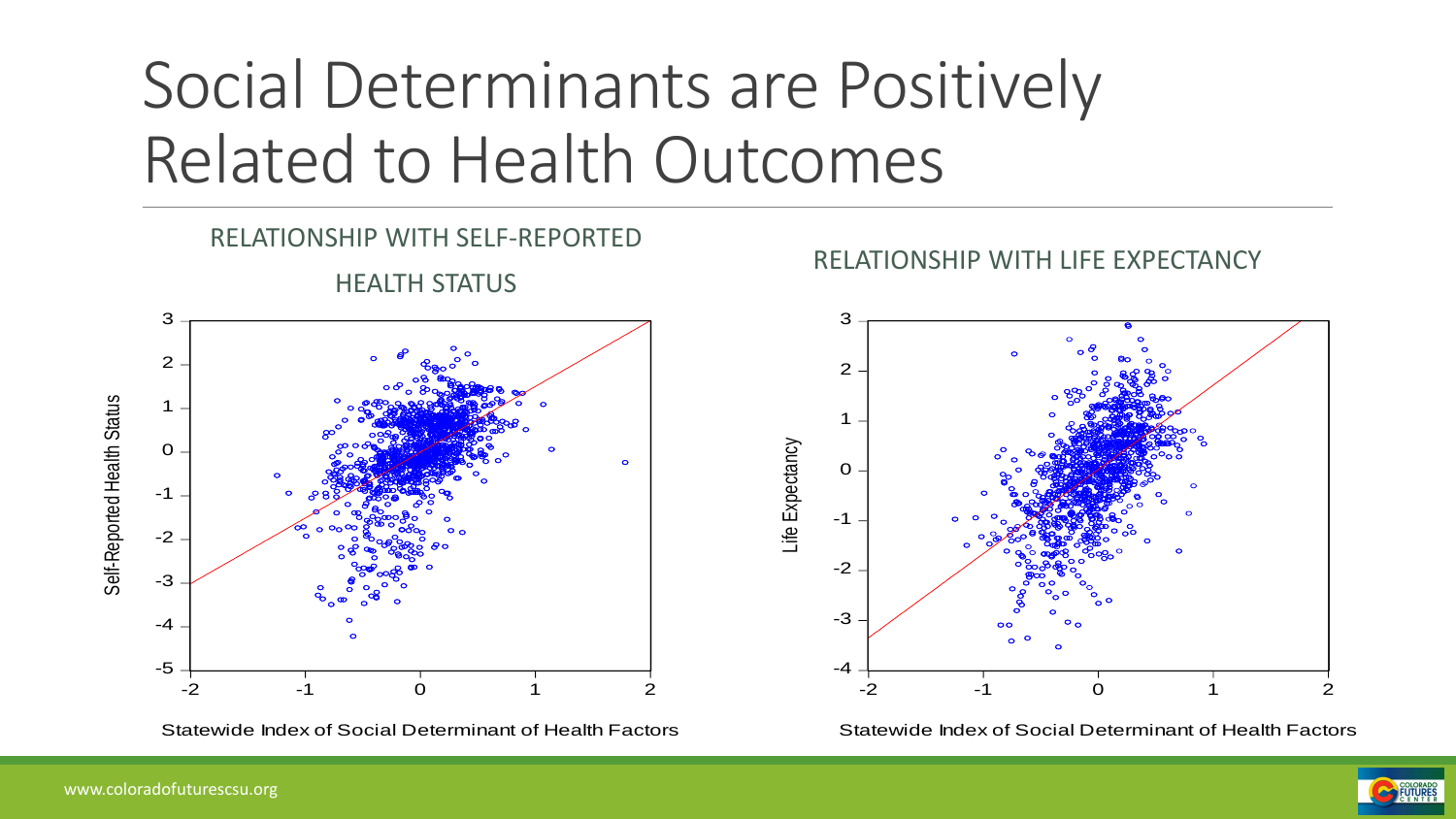# Social Determinants are Positively Related to Health Outcomes

RELATIONSHIP WITH SELF-REPORTED HEALTH STATUS

Self-Reported Health Status

3
2
1
0
-1
-2
-3
-4
-5

-2
-1
0
1
2

Statewide Index of Social Determinant of Health Factors

RELATIONSHIP WITH LIFE EXPECTANCY

Life Expectancy

3
2
1
0
-1
-2
-3
-4

-2
-1
0
1
2

Statewide Index of Social Determinant of Health Factors

www.coloradofuturescsu.org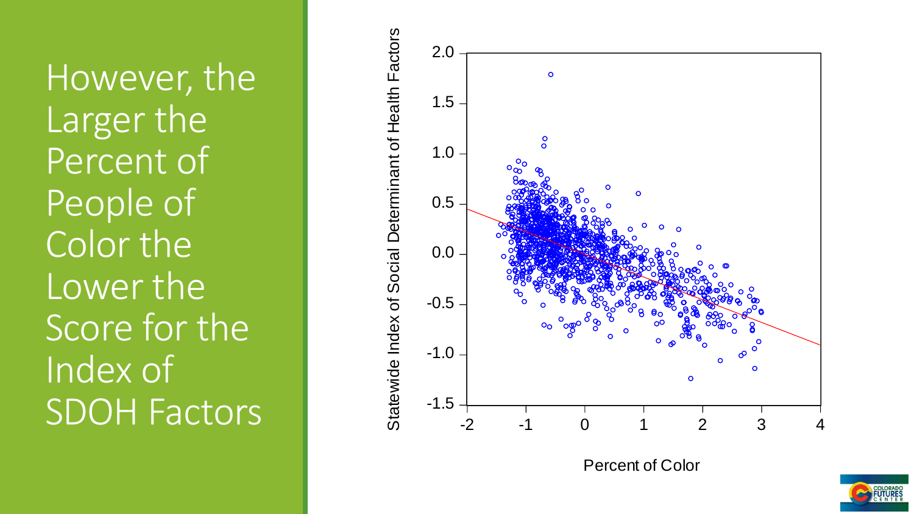# However, the Larger the Percent of People of Color the Lower the Score for the Index of SDOH Factors

Statewide Index of Social Determinant of Health Factors

2.0
1.5
1.0
0.5
0.0
-0.5
-1.0
-1.5

-2
-1
0
1
2
3
4

Percent of Color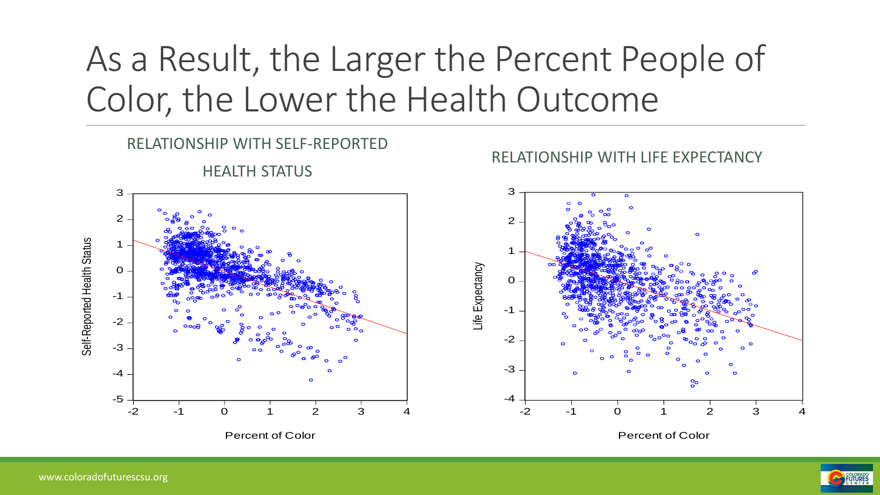# As a Result, the Larger the Percent People of Color, the Lower the Health Outcome

RELATIONSHIP WITH SELF-REPORTED HEALTH STATUS

Self-Reported Health Status

3
2
1
0
-1
-2
-3
-4
-5

-2 -1 0 1 2 3 4

Percent of Color

RELATIONSHIP WITH LIFE EXPECTANCY

Life Expectancy

3
2
1
0
-1
-2
-3
-4

-2 -1 0 1 2 3 4

Percent of Color

www.coloradofuturescsu.org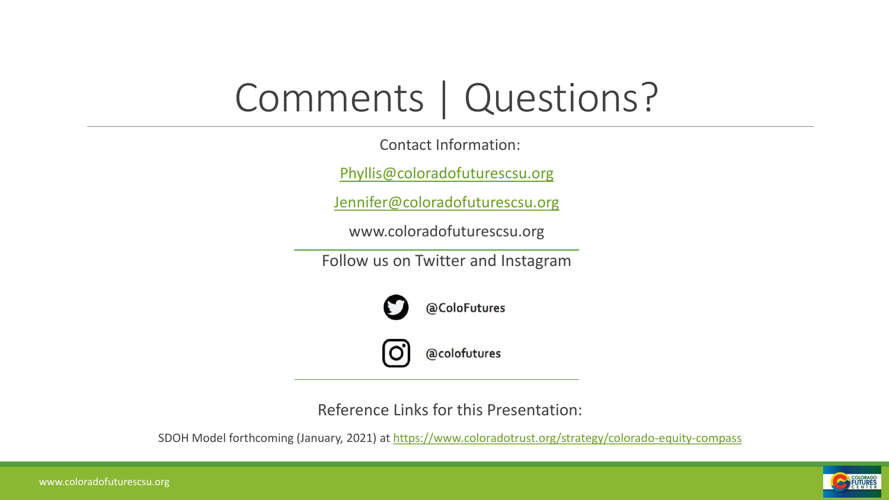# Comments | Questions?

Contact Information:

Phyllis@coloradofuturescsu.org

Jennifer@coloradofuturescsu.org

www.coloradofuturescsu.org

Follow us on Twitter and Instagram

@ColoFutures

@colofutures

Reference Links for this Presentation:

SDOH Model forthcoming (January, 2021) at https://www.coloradotrust.org/strategy/colorado-equity-compass